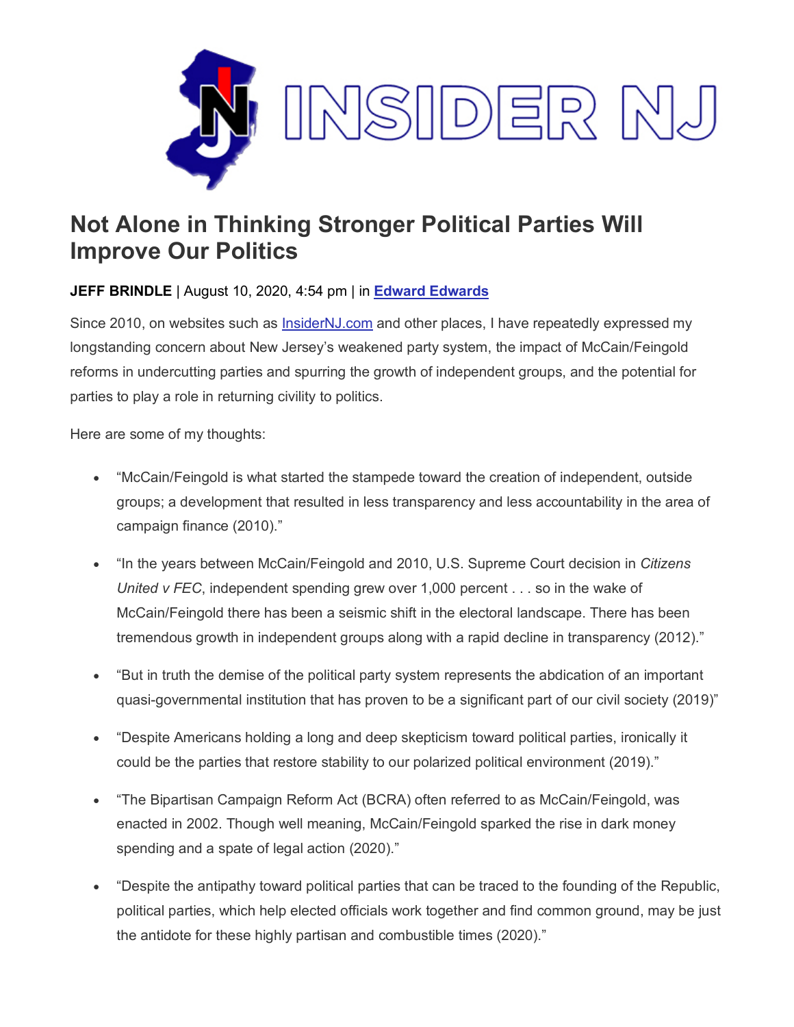INSIDER NJ

# Not Alone in Thinking Stronger Political Parties Will Improve Our Politics

**JEFF BRINDLE** | August 10, 2020, 4:54 pm | in **Edward Edwards**

Since 2010, on websites such as InsiderNJ.com and other places, I have repeatedly expressed my longstanding concern about New Jersey's weakened party system, the impact of McCain/Feingold reforms in undercutting parties and spurring the growth of independent groups, and the potential for parties to play a role in returning civility to politics.

Here are some of my thoughts:

- "McCain/Feingold is what started the stampede toward the creation of independent, outside groups; a development that resulted in less transparency and less accountability in the area of campaign finance (2010)."
- "In the years between McCain/Feingold and 2010, U.S. Supreme Court decision in *Citizens United v FEC*, independent spending grew over 1,000 percent . . . so in the wake of McCain/Feingold there has been a seismic shift in the electoral landscape. There has been tremendous growth in independent groups along with a rapid decline in transparency (2012)."
- "But in truth the demise of the political party system represents the abdication of an important quasi-governmental institution that has proven to be a significant part of our civil society (2019)"
- "Despite Americans holding a long and deep skepticism toward political parties, ironically it could be the parties that restore stability to our polarized political environment (2019)."
- "The Bipartisan Campaign Reform Act (BCRA) often referred to as McCain/Feingold, was enacted in 2002. Though well meaning, McCain/Feingold sparked the rise in dark money spending and a spate of legal action (2020)."
- "Despite the antipathy toward political parties that can be traced to the founding of the Republic, political parties, which help elected officials work together and find common ground, may be just the antidote for these highly partisan and combustible times (2020)."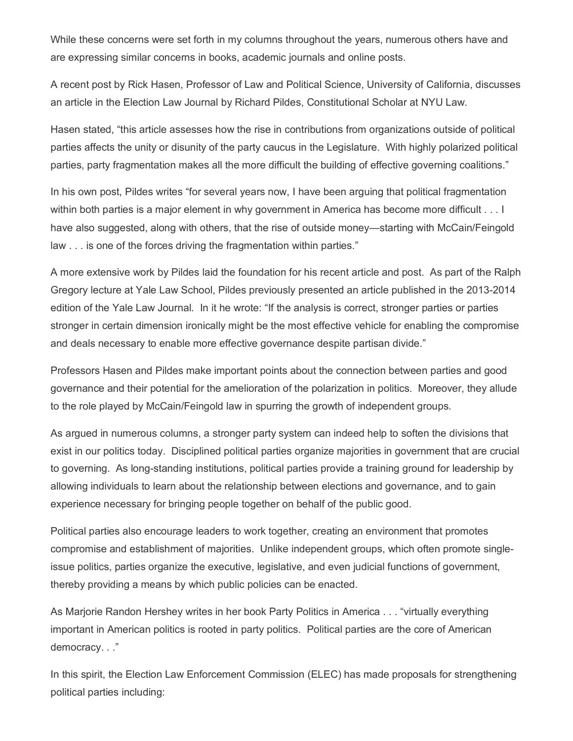While these concerns were set forth in my columns throughout the years, numerous others have and are expressing similar concerns in books, academic journals and online posts.

A recent post by Rick Hasen, Professor of Law and Political Science, University of California, discusses an article in the Election Law Journal by Richard Pildes, Constitutional Scholar at NYU Law.

Hasen stated, "this article assesses how the rise in contributions from organizations outside of political parties affects the unity or disunity of the party caucus in the Legislature. With highly polarized political parties, party fragmentation makes all the more difficult the building of effective governing coalitions."

In his own post, Pildes writes "for several years now, I have been arguing that political fragmentation within both parties is a major element in why government in America has become more difficult . . . I have also suggested, along with others, that the rise of outside money—starting with McCain/Feingold law . . . is one of the forces driving the fragmentation within parties."

A more extensive work by Pildes laid the foundation for his recent article and post. As part of the Ralph Gregory lecture at Yale Law School, Pildes previously presented an article published in the 2013-2014 edition of the Yale Law Journal. In it he wrote: "If the analysis is correct, stronger parties or parties stronger in certain dimension ironically might be the most effective vehicle for enabling the compromise and deals necessary to enable more effective governance despite partisan divide."

Professors Hasen and Pildes make important points about the connection between parties and good governance and their potential for the amelioration of the polarization in politics. Moreover, they allude to the role played by McCain/Feingold law in spurring the growth of independent groups.

As argued in numerous columns, a stronger party system can indeed help to soften the divisions that exist in our politics today. Disciplined political parties organize majorities in government that are crucial to governing. As long-standing institutions, political parties provide a training ground for leadership by allowing individuals to learn about the relationship between elections and governance, and to gain experience necessary for bringing people together on behalf of the public good.

Political parties also encourage leaders to work together, creating an environment that promotes compromise and establishment of majorities. Unlike independent groups, which often promote single-issue politics, parties organize the executive, legislative, and even judicial functions of government, thereby providing a means by which public policies can be enacted.

As Marjorie Randon Hershey writes in her book Party Politics in America . . . "virtually everything important in American politics is rooted in party politics. Political parties are the core of American democracy. . ."

In this spirit, the Election Law Enforcement Commission (ELEC) has made proposals for strengthening political parties including: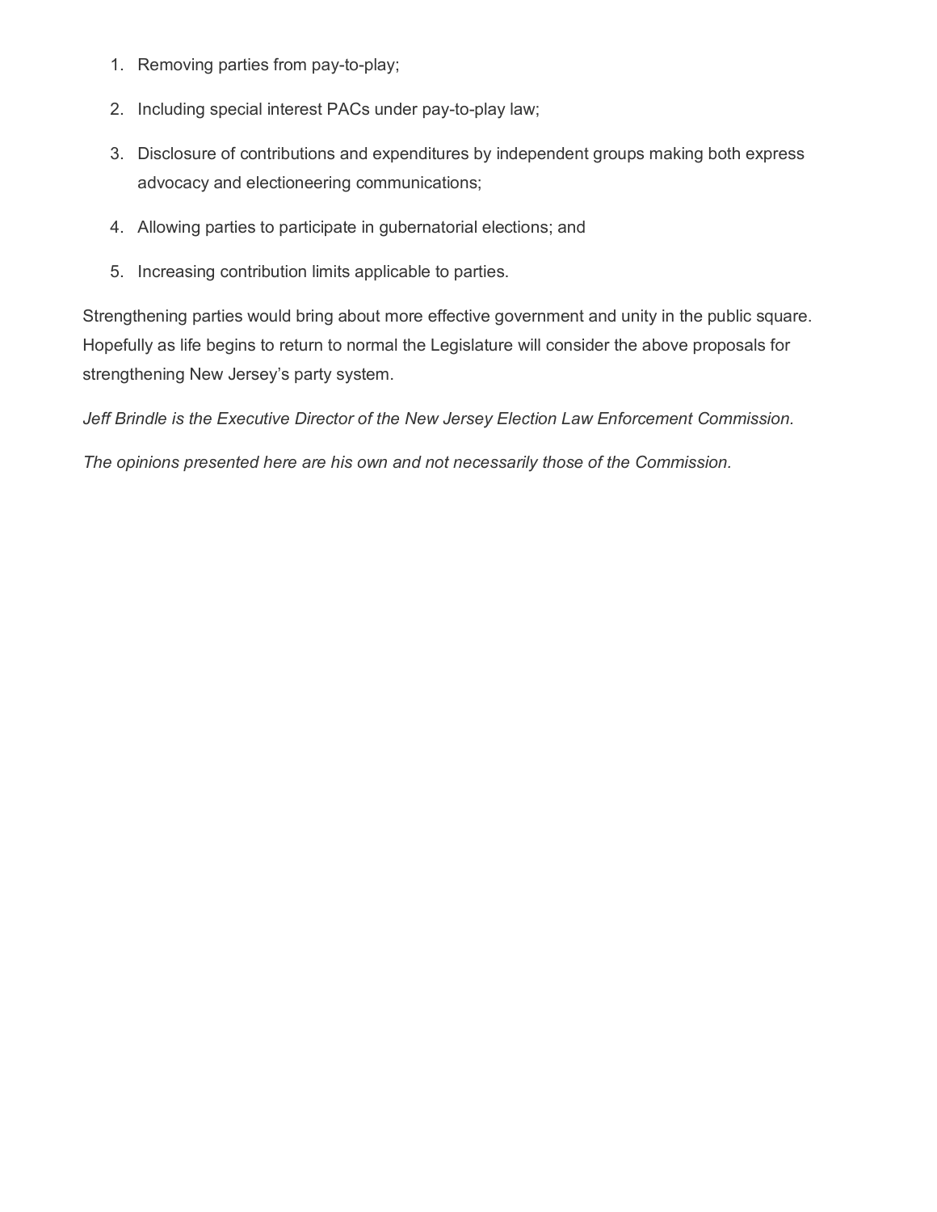1. Removing parties from pay-to-play;
2. Including special interest PACs under pay-to-play law;
3. Disclosure of contributions and expenditures by independent groups making both express advocacy and electioneering communications;
4. Allowing parties to participate in gubernatorial elections; and
5. Increasing contribution limits applicable to parties.

Strengthening parties would bring about more effective government and unity in the public square. Hopefully as life begins to return to normal the Legislature will consider the above proposals for strengthening New Jersey's party system.

*Jeff Brindle is the Executive Director of the New Jersey Election Law Enforcement Commission.*

*The opinions presented here are his own and not necessarily those of the Commission.*